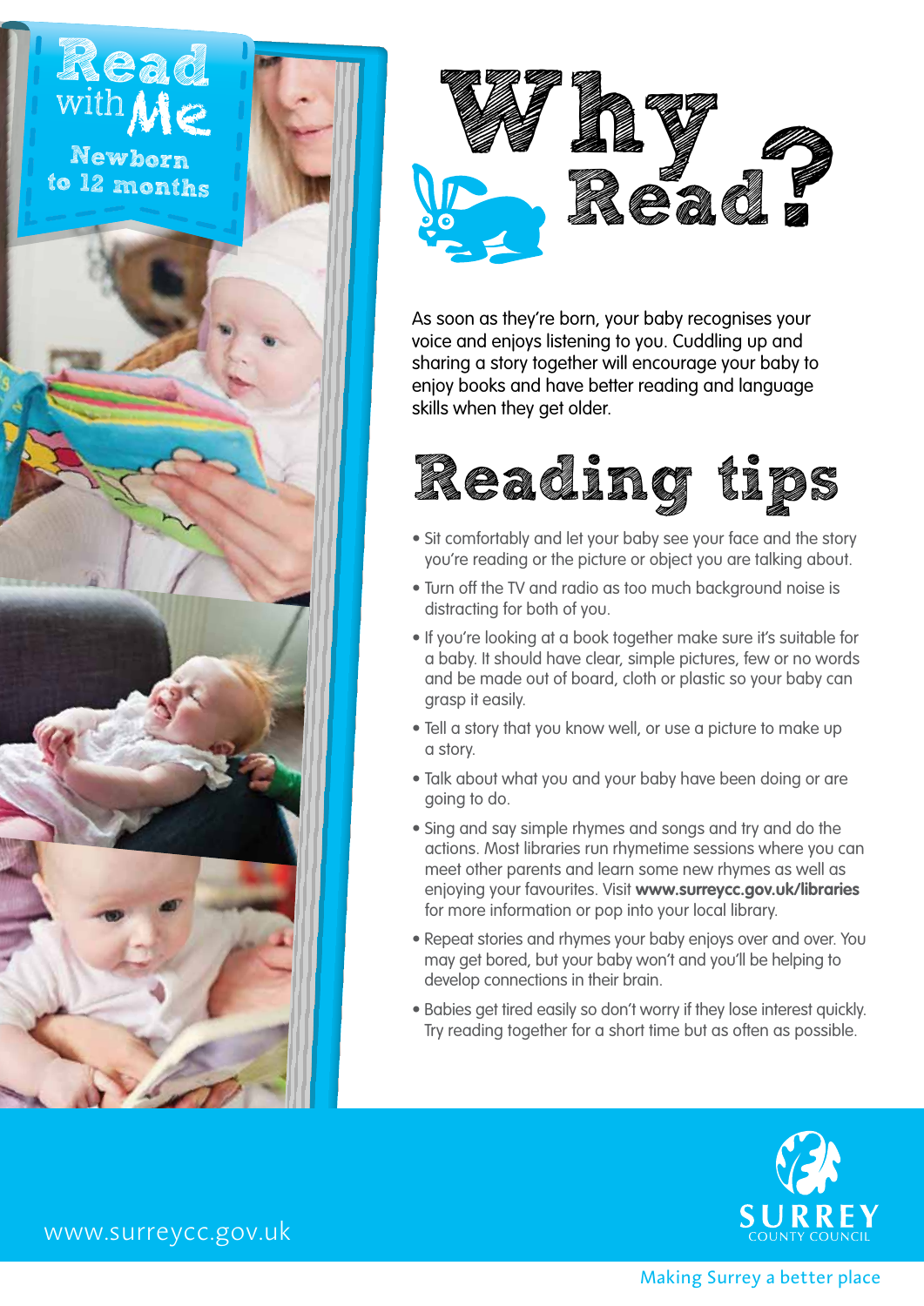# Read with Me

## Newborn to 12 months

# Why Read?

As soon as they're born, your baby recognises your voice and enjoys listening to you. Cuddling up and sharing a story together will encourage your baby to enjoy books and have better reading and language skills when they get older.

# Reading tips

- Sit comfortably and let your baby see your face and the story you're reading or the picture or object you are talking about.
- Turn off the TV and radio as too much background noise is distracting for both of you.
- If you're looking at a book together make sure it's suitable for a baby. It should have clear, simple pictures, few or no words and be made out of board, cloth or plastic so your baby can grasp it easily.
- Tell a story that you know well, or use a picture to make up a story.
- Talk about what you and your baby have been doing or are going to do.
- Sing and say simple rhymes and songs and try and do the actions. Most libraries run rhymetime sessions where you can meet other parents and learn some new rhymes as well as enjoying your favourites. Visit **www.surreycc.gov.uk/libraries** for more information or pop into your local library.
- Repeat stories and rhymes your baby enjoys over and over. You may get bored, but your baby won't and you'll be helping to develop connections in their brain.
- Babies get tired easily so don't worry if they lose interest quickly. Try reading together for a short time but as often as possible.

www.surreycc.gov.uk

SURREY COUNTY COUNCIL

Making Surrey a better place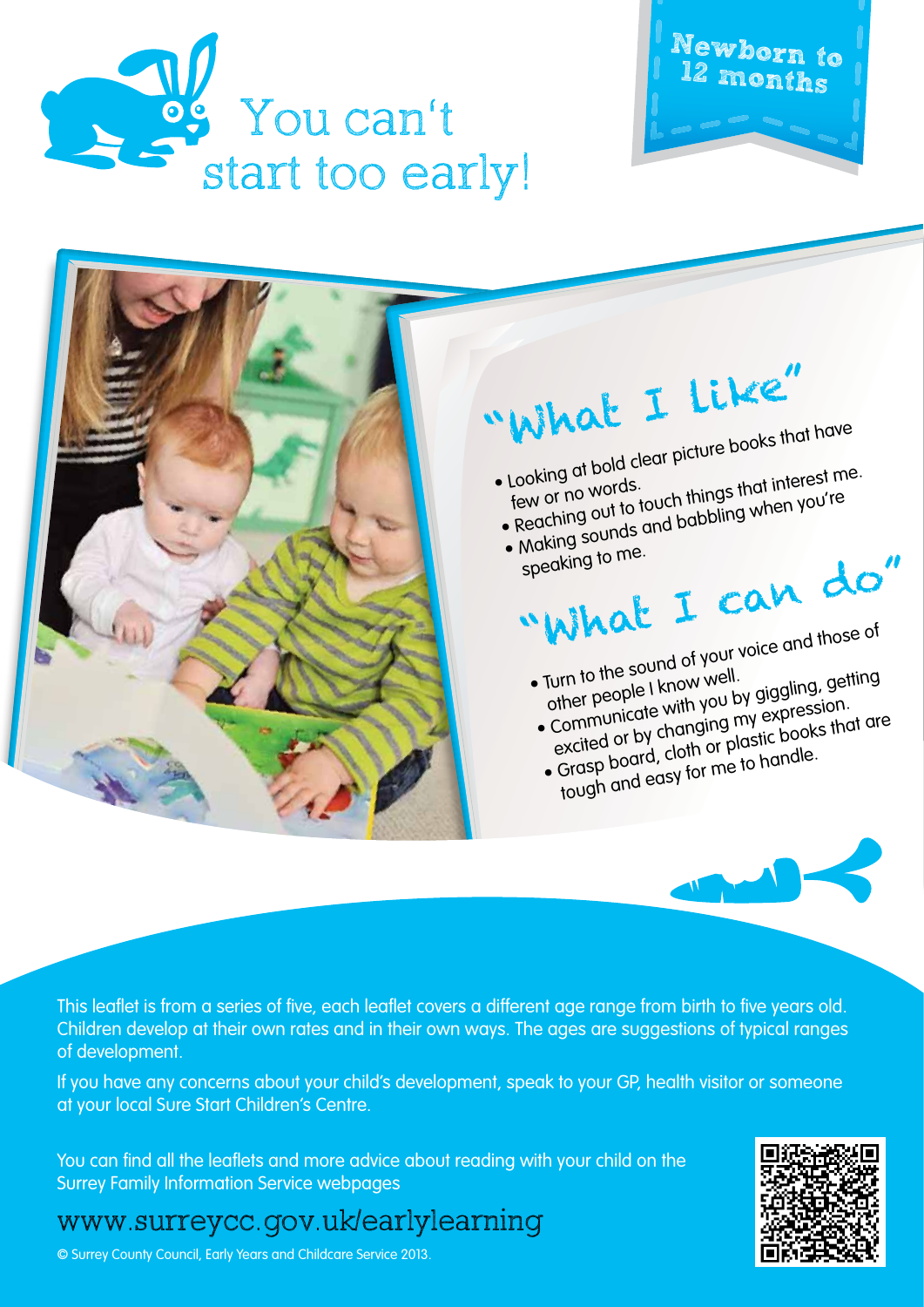# You can't start too early!

**Newborn to 12 months**

## "What I like"

- Looking at bold clear picture books that have few or no words.
- Reaching out to touch things that interest me.
- Making sounds and babbling when you're speaking to me.

## "What I can do"

- Turn to the sound of your voice and those of other people I know well.
- Communicate with you by giggling, getting excited or by changing my expression.
- Grasp board, cloth or plastic books that are tough and easy for me to handle.

This leaflet is from a series of five, each leaflet covers a different age range from birth to five years old. Children develop at their own rates and in their own ways. The ages are suggestions of typical ranges of development.

If you have any concerns about your child's development, speak to your GP, health visitor or someone at your local Sure Start Children's Centre.

You can find all the leaflets and more advice about reading with your child on the Surrey Family Information Service webpages

www.surreycc.gov.uk/earlylearning

© Surrey County Council, Early Years and Childcare Service 2013.